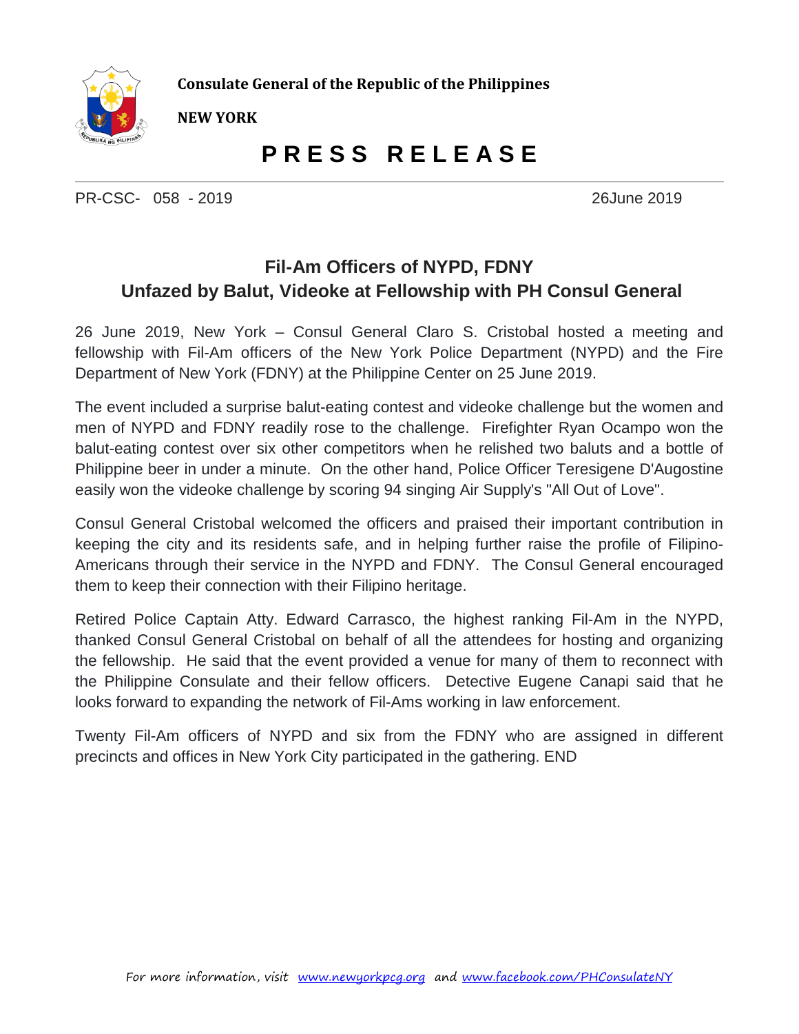**Consulate General of the Republic of the Philippines**

**NEW YORK**

# P R E S S   R E L E A S E

PR-CSC- 058 - 2019 26June 2019

## Fil-Am Officers of NYPD, FDNY Unfazed by Balut, Videoke at Fellowship with PH Consul General

26 June 2019, New York – Consul General Claro S. Cristobal hosted a meeting and fellowship with Fil-Am officers of the New York Police Department (NYPD) and the Fire Department of New York (FDNY) at the Philippine Center on 25 June 2019.

The event included a surprise balut-eating contest and videoke challenge but the women and men of NYPD and FDNY readily rose to the challenge. Firefighter Ryan Ocampo won the balut-eating contest over six other competitors when he relished two baluts and a bottle of Philippine beer in under a minute. On the other hand, Police Officer Teresigene D'Augostine easily won the videoke challenge by scoring 94 singing Air Supply's "All Out of Love".

Consul General Cristobal welcomed the officers and praised their important contribution in keeping the city and its residents safe, and in helping further raise the profile of Filipino-Americans through their service in the NYPD and FDNY. The Consul General encouraged them to keep their connection with their Filipino heritage.

Retired Police Captain Atty. Edward Carrasco, the highest ranking Fil-Am in the NYPD, thanked Consul General Cristobal on behalf of all the attendees for hosting and organizing the fellowship. He said that the event provided a venue for many of them to reconnect with the Philippine Consulate and their fellow officers. Detective Eugene Canapi said that he looks forward to expanding the network of Fil-Ams working in law enforcement.

Twenty Fil-Am officers of NYPD and six from the FDNY who are assigned in different precincts and offices in New York City participated in the gathering. END

For more information, visit www.newyorkpcg.org and www.facebook.com/PHConsulateNY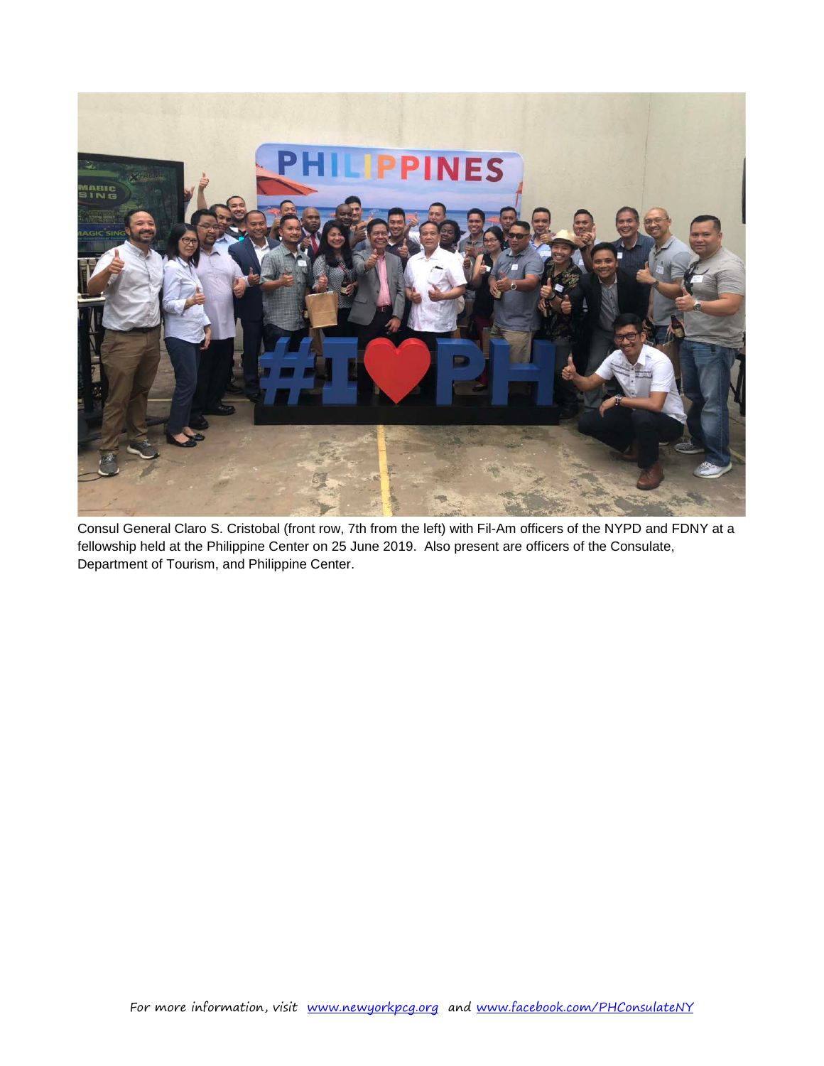Consul General Claro S. Cristobal (front row, 7th from the left) with Fil-Am officers of the NYPD and FDNY at a fellowship held at the Philippine Center on 25 June 2019. Also present are officers of the Consulate, Department of Tourism, and Philippine Center.

For more information, visit www.newyorkpcg.org and www.facebook.com/PHConsulateNY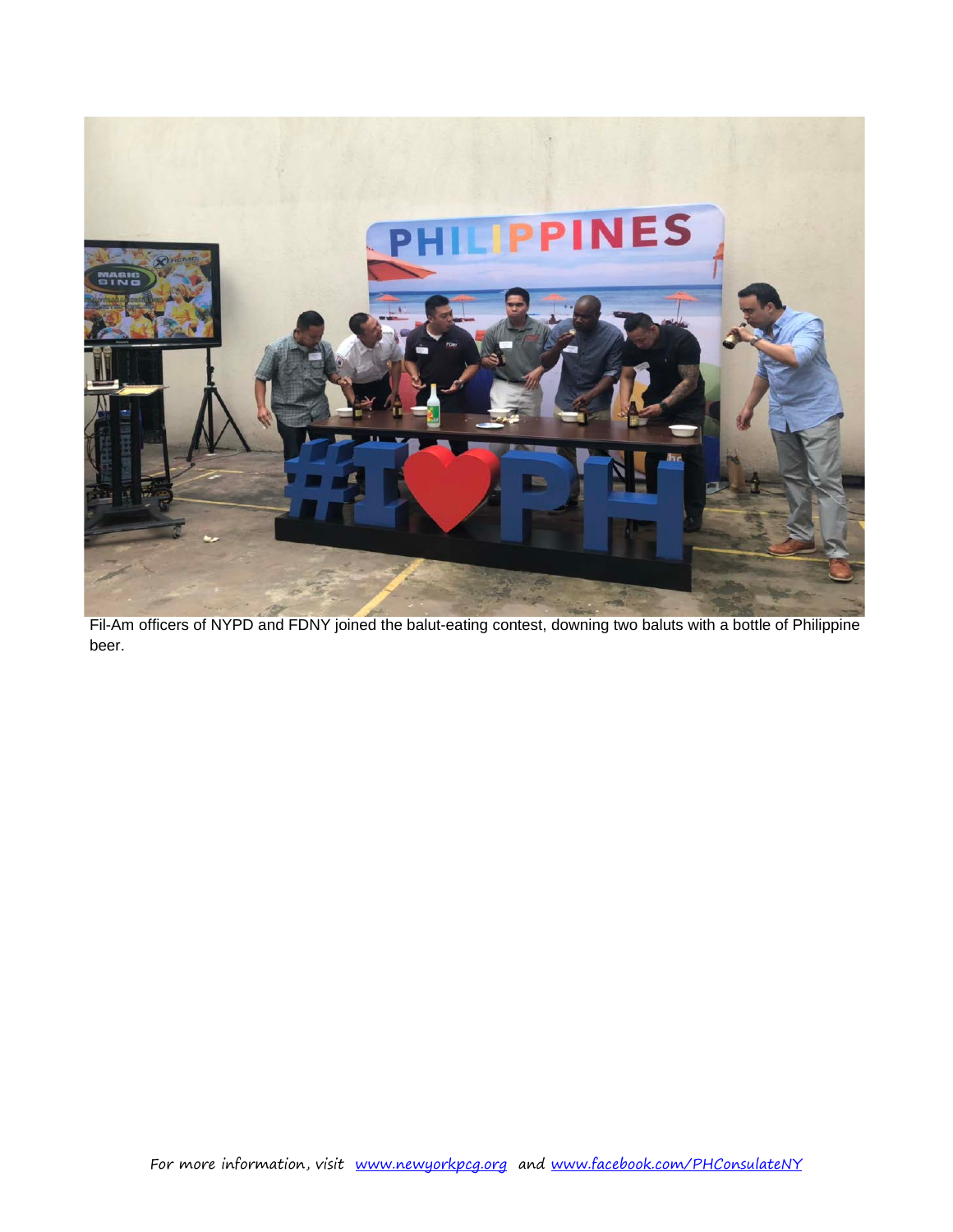Fil-Am officers of NYPD and FDNY joined the balut-eating contest, downing two baluts with a bottle of Philippine beer.

For more information, visit [www.newyorkpcg.org](http://www.newyorkpcg.org) and [www.facebook.com/PHConsulateNY](http://www.facebook.com/PHConsulateNY)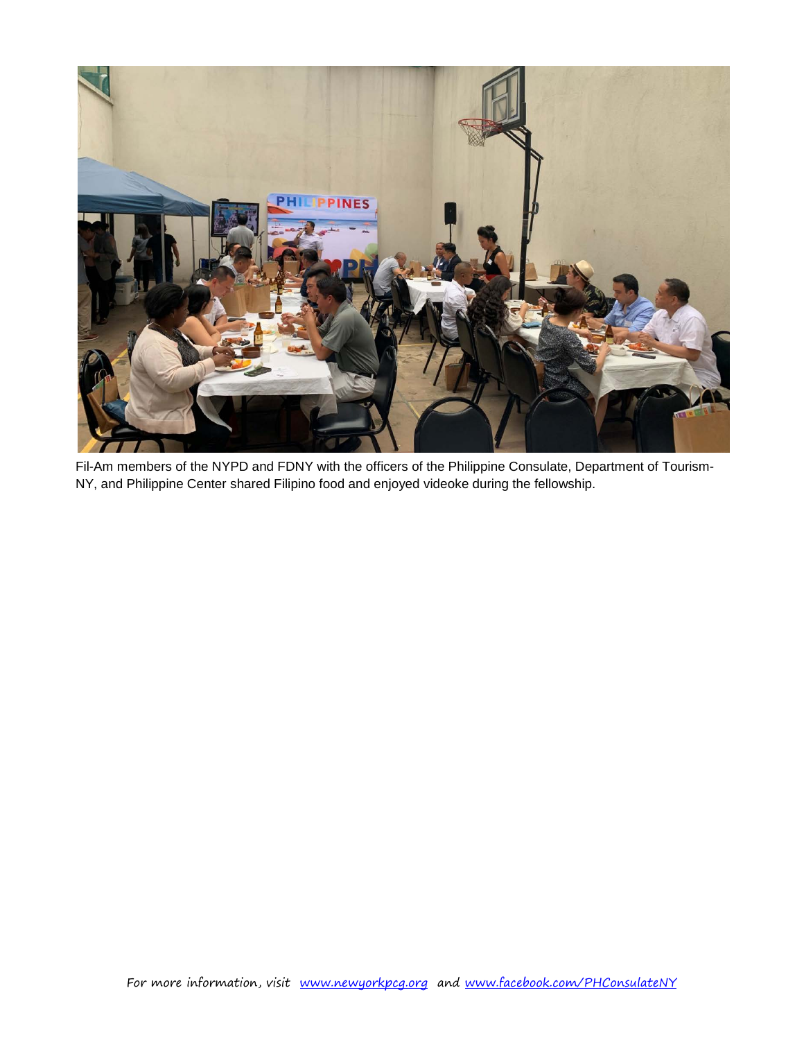Fil-Am members of the NYPD and FDNY with the officers of the Philippine Consulate, Department of Tourism-NY, and Philippine Center shared Filipino food and enjoyed videoke during the fellowship.

For more information, visit www.newyorkpcg.org and www.facebook.com/PHConsulateNY